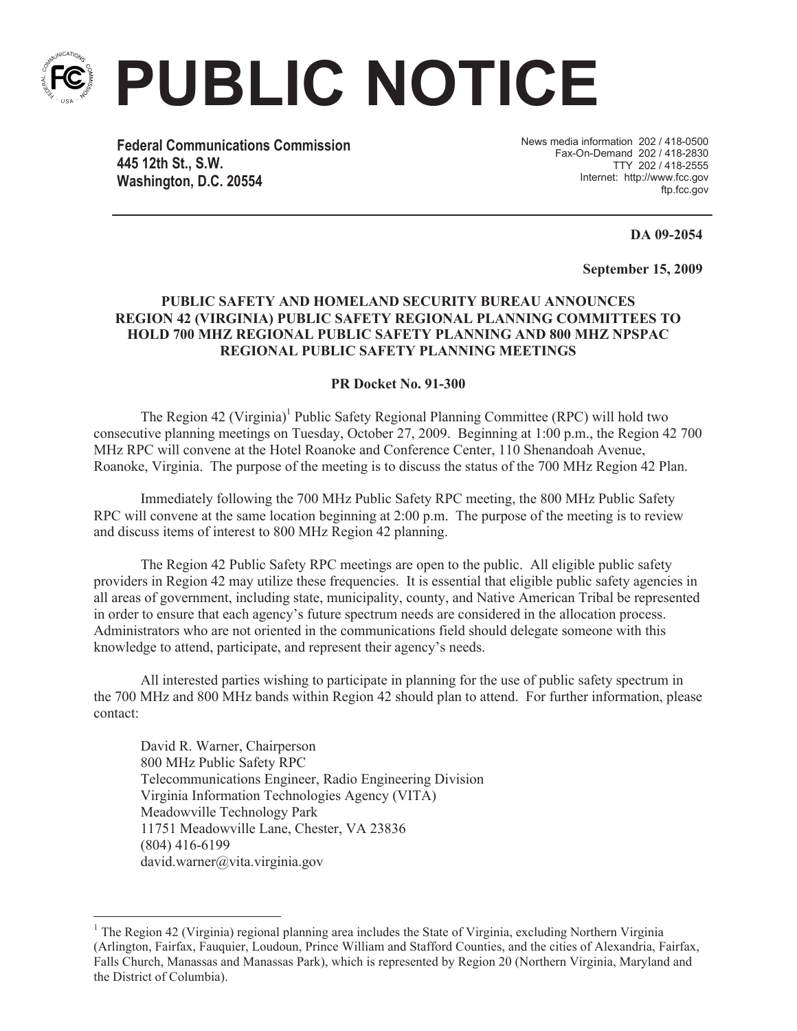# PUBLIC NOTICE

**Federal Communications Commission**
**445 12th St., S.W.**
**Washington, D.C. 20554**

News media information 202 / 418-0500
Fax-On-Demand 202 / 418-2830
TTY 202 / 418-2555
Internet: http://www.fcc.gov
ftp.fcc.gov

**DA 09-2054**

**September 15, 2009**

**PUBLIC SAFETY AND HOMELAND SECURITY BUREAU ANNOUNCES REGION 42 (VIRGINIA) PUBLIC SAFETY REGIONAL PLANNING COMMITTEES TO HOLD 700 MHZ REGIONAL PUBLIC SAFETY PLANNING AND 800 MHZ NPSPAC REGIONAL PUBLIC SAFETY PLANNING MEETINGS**

**PR Docket No. 91-300**

The Region 42 (Virginia)[1] Public Safety Regional Planning Committee (RPC) will hold two consecutive planning meetings on Tuesday, October 27, 2009. Beginning at 1:00 p.m., the Region 42 700 MHz RPC will convene at the Hotel Roanoke and Conference Center, 110 Shenandoah Avenue, Roanoke, Virginia. The purpose of the meeting is to discuss the status of the 700 MHz Region 42 Plan.

Immediately following the 700 MHz Public Safety RPC meeting, the 800 MHz Public Safety RPC will convene at the same location beginning at 2:00 p.m. The purpose of the meeting is to review and discuss items of interest to 800 MHz Region 42 planning.

The Region 42 Public Safety RPC meetings are open to the public. All eligible public safety providers in Region 42 may utilize these frequencies. It is essential that eligible public safety agencies in all areas of government, including state, municipality, county, and Native American Tribal be represented in order to ensure that each agency's future spectrum needs are considered in the allocation process. Administrators who are not oriented in the communications field should delegate someone with this knowledge to attend, participate, and represent their agency's needs.

All interested parties wishing to participate in planning for the use of public safety spectrum in the 700 MHz and 800 MHz bands within Region 42 should plan to attend. For further information, please contact:

David R. Warner, Chairperson
800 MHz Public Safety RPC
Telecommunications Engineer, Radio Engineering Division
Virginia Information Technologies Agency (VITA)
Meadowville Technology Park
11751 Meadowville Lane, Chester, VA 23836
(804) 416-6199
david.warner@vita.virginia.gov

---

[1] The Region 42 (Virginia) regional planning area includes the State of Virginia, excluding Northern Virginia (Arlington, Fairfax, Fauquier, Loudoun, Prince William and Stafford Counties, and the cities of Alexandria, Fairfax, Falls Church, Manassas and Manassas Park), which is represented by Region 20 (Northern Virginia, Maryland and the District of Columbia).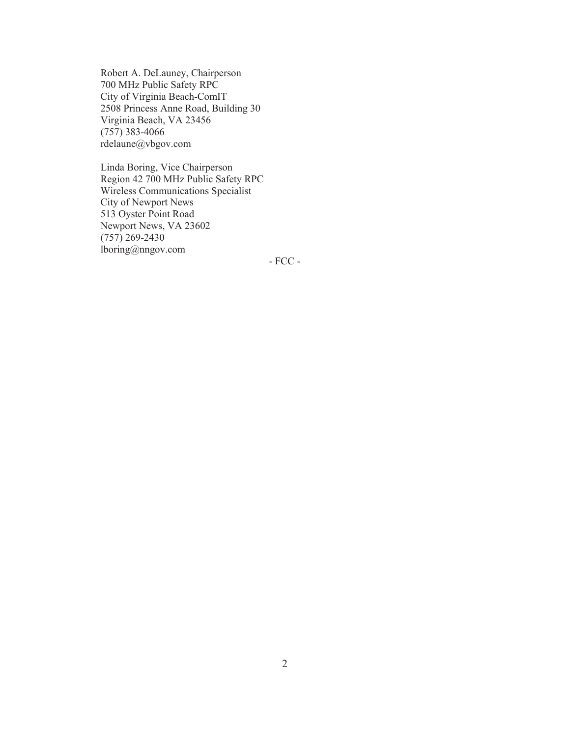Robert A. DeLauney, Chairperson
700 MHz Public Safety RPC
City of Virginia Beach-ComIT
2508 Princess Anne Road, Building 30
Virginia Beach, VA 23456
(757) 383-4066
rdelaune@vbgov.com

Linda Boring, Vice Chairperson
Region 42 700 MHz Public Safety RPC
Wireless Communications Specialist
City of Newport News
513 Oyster Point Road
Newport News, VA 23602
(757) 269-2430
lboring@nngov.com

- FCC -